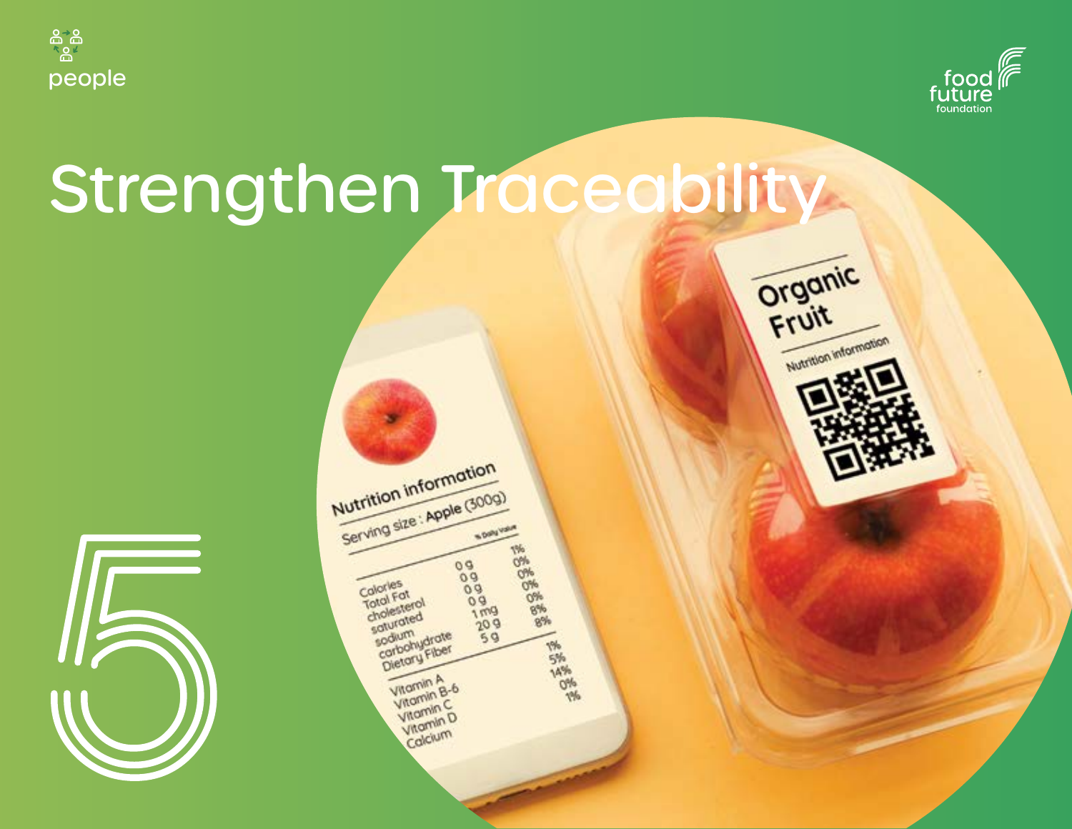people

# Strengthen Traceability

5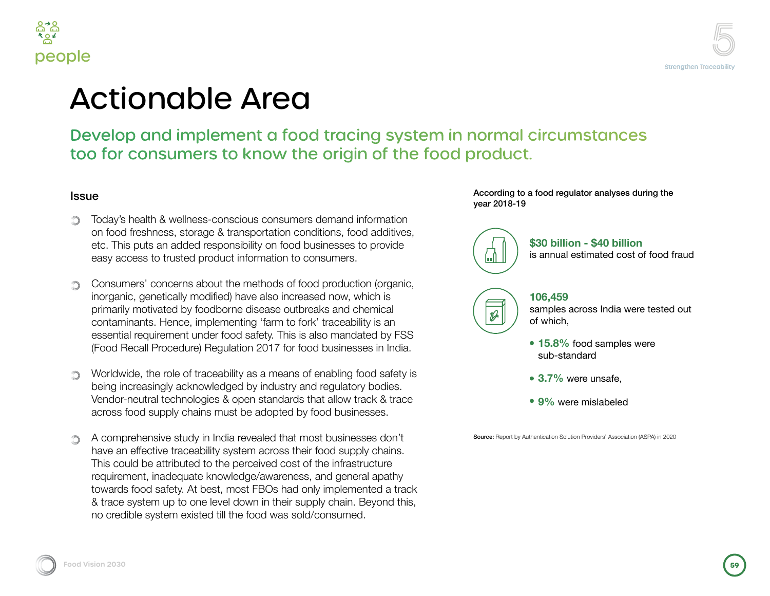# Actionable Area

## Develop and implement a food tracing system in normal circumstances too for consumers to know the origin of the food product.

### Issue

- Today's health & wellness-conscious consumers demand information on food freshness, storage & transportation conditions, food additives, etc. This puts an added responsibility on food businesses to provide easy access to trusted product information to consumers.

- Consumers' concerns about the methods of food production (organic, inorganic, genetically modified) have also increased now, which is primarily motivated by foodborne disease outbreaks and chemical contaminants. Hence, implementing 'farm to fork' traceability is an essential requirement under food safety. This is also mandated by FSS (Food Recall Procedure) Regulation 2017 for food businesses in India.

- Worldwide, the role of traceability as a means of enabling food safety is being increasingly acknowledged by industry and regulatory bodies. Vendor-neutral technologies & open standards that allow track & trace across food supply chains must be adopted by food businesses.

- A comprehensive study in India revealed that most businesses don't have an effective traceability system across their food supply chains. This could be attributed to the perceived cost of the infrastructure requirement, inadequate knowledge/awareness, and general apathy towards food safety. At best, most FBOs had only implemented a track & trace system up to one level down in their supply chain. Beyond this, no credible system existed till the food was sold/consumed.

**According to a food regulator analyses during the year 2018-19**

**$30 billion - $40 billion**
is annual estimated cost of food fraud

**106,459**
samples across India were tested out of which,

- **15.8%** food samples were sub-standard
- **3.7%** were unsafe,
- **9%** were mislabeled

**Source:** Report by Authentication Solution Providers' Association (ASPA) in 2020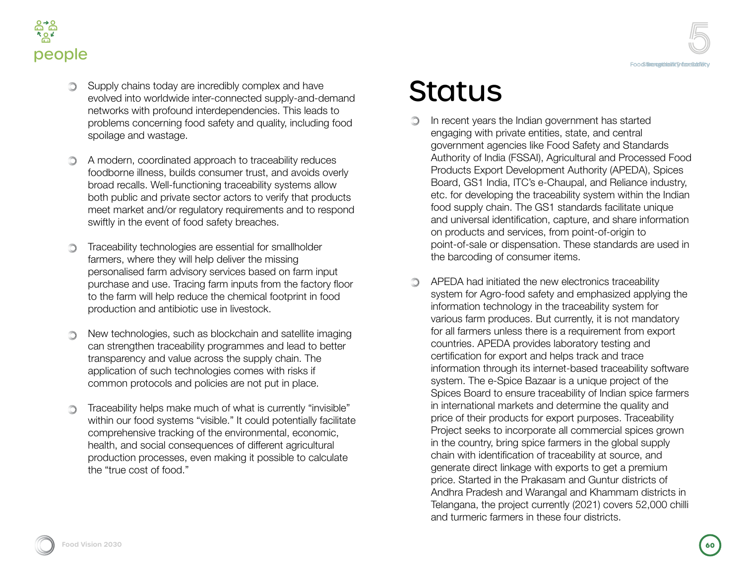- Supply chains today are incredibly complex and have evolved into worldwide inter-connected supply-and-demand networks with profound interdependencies. This leads to problems concerning food safety and quality, including food spoilage and wastage.

- A modern, coordinated approach to traceability reduces foodborne illness, builds consumer trust, and avoids overly broad recalls. Well-functioning traceability systems allow both public and private sector actors to verify that products meet market and/or regulatory requirements and to respond swiftly in the event of food safety breaches.

- Traceability technologies are essential for smallholder farmers, where they will help deliver the missing personalised farm advisory services based on farm input purchase and use. Tracing farm inputs from the factory floor to the farm will help reduce the chemical footprint in food production and antibiotic use in livestock.

- New technologies, such as blockchain and satellite imaging can strengthen traceability programmes and lead to better transparency and value across the supply chain. The application of such technologies comes with risks if common protocols and policies are not put in place.

- Traceability helps make much of what is currently "invisible" within our food systems "visible." It could potentially facilitate comprehensive tracking of the environmental, economic, health, and social consequences of different agricultural production processes, even making it possible to calculate the "true cost of food."

# Status

- In recent years the Indian government has started engaging with private entities, state, and central government agencies like Food Safety and Standards Authority of India (FSSAI), Agricultural and Processed Food Products Export Development Authority (APEDA), Spices Board, GS1 India, ITC's e-Chaupal, and Reliance industry, etc. for developing the traceability system within the Indian food supply chain. The GS1 standards facilitate unique and universal identification, capture, and share information on products and services, from point-of-origin to point-of-sale or dispensation. These standards are used in the barcoding of consumer items.

- APEDA had initiated the new electronics traceability system for Agro-food safety and emphasized applying the information technology in the traceability system for various farm produces. But currently, it is not mandatory for all farmers unless there is a requirement from export countries. APEDA provides laboratory testing and certification for export and helps track and trace information through its internet-based traceability software system. The e-Spice Bazaar is a unique project of the Spices Board to ensure traceability of Indian spice farmers in international markets and determine the quality and price of their products for export purposes. Traceability Project seeks to incorporate all commercial spices grown in the country, bring spice farmers in the global supply chain with identification of traceability at source, and generate direct linkage with exports to get a premium price. Started in the Prakasam and Guntur districts of Andhra Pradesh and Warangal and Khammam districts in Telangana, the project currently (2021) covers 52,000 chilli and turmeric farmers in these four districts.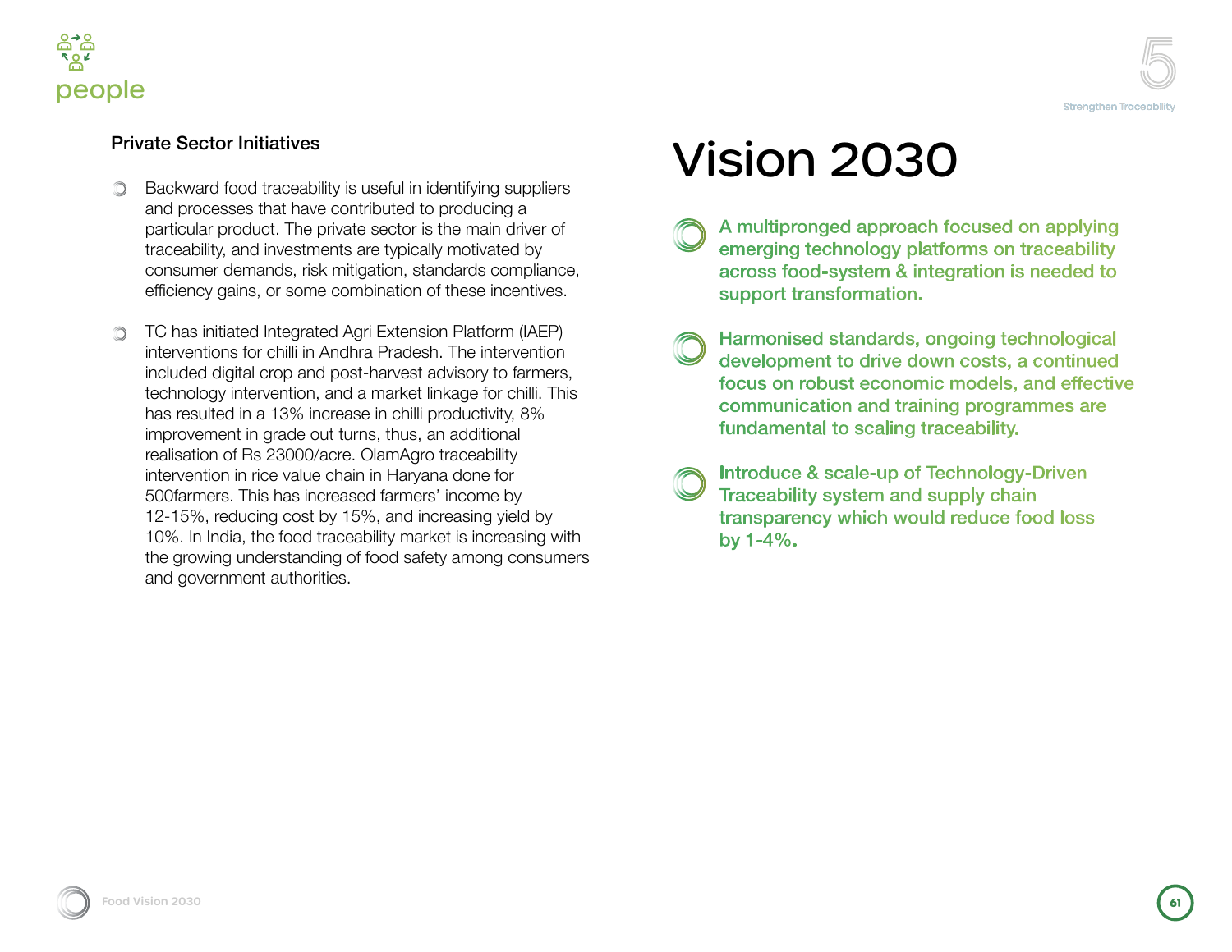## Private Sector Initiatives

- Backward food traceability is useful in identifying suppliers and processes that have contributed to producing a particular product. The private sector is the main driver of traceability, and investments are typically motivated by consumer demands, risk mitigation, standards compliance, efficiency gains, or some combination of these incentives.

- TC has initiated Integrated Agri Extension Platform (IAEP) interventions for chilli in Andhra Pradesh. The intervention included digital crop and post-harvest advisory to farmers, technology intervention, and a market linkage for chilli. This has resulted in a 13% increase in chilli productivity, 8% improvement in grade out turns, thus, an additional realisation of Rs 23000/acre. OlamAgro traceability intervention in rice value chain in Haryana done for 500farmers. This has increased farmers' income by 12-15%, reducing cost by 15%, and increasing yield by 10%. In India, the food traceability market is increasing with the growing understanding of food safety among consumers and government authorities.

# Vision 2030

- A multipronged approach focused on applying emerging technology platforms on traceability across food-system & integration is needed to support transformation.

- Harmonised standards, ongoing technological development to drive down costs, a continued focus on robust economic models, and effective communication and training programmes are fundamental to scaling traceability.

- Introduce & scale-up of Technology-Driven Traceability system and supply chain transparency which would reduce food loss by 1-4%.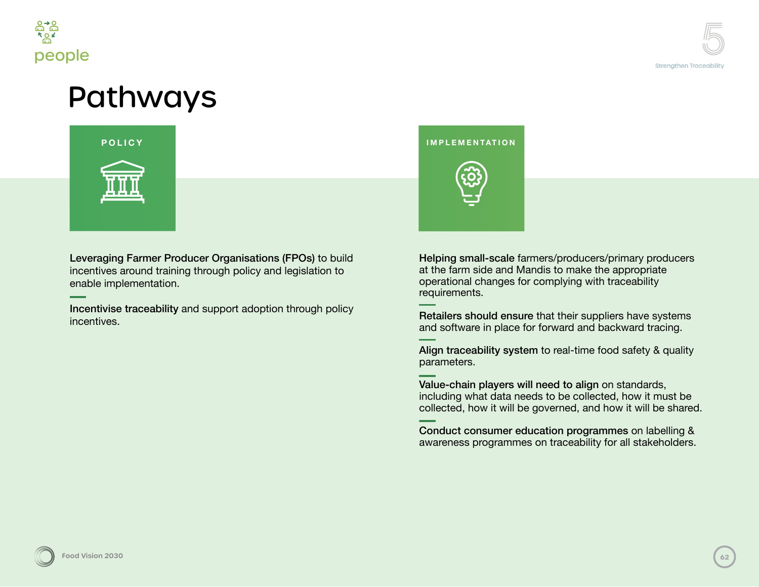# Pathways

## POLICY

**Leveraging Farmer Producer Organisations (FPOs)** to build incentives around training through policy and legislation to enable implementation.

**Incentivise traceability** and support adoption through policy incentives.

## IMPLEMENTATION

**Helping small-scale** farmers/producers/primary producers at the farm side and Mandis to make the appropriate operational changes for complying with traceability requirements.

**Retailers should ensure** that their suppliers have systems and software in place for forward and backward tracing.

**Align traceability system** to real-time food safety & quality parameters.

**Value-chain players will need to align** on standards, including what data needs to be collected, how it must be collected, how it will be governed, and how it will be shared.

**Conduct consumer education programmes** on labelling & awareness programmes on traceability for all stakeholders.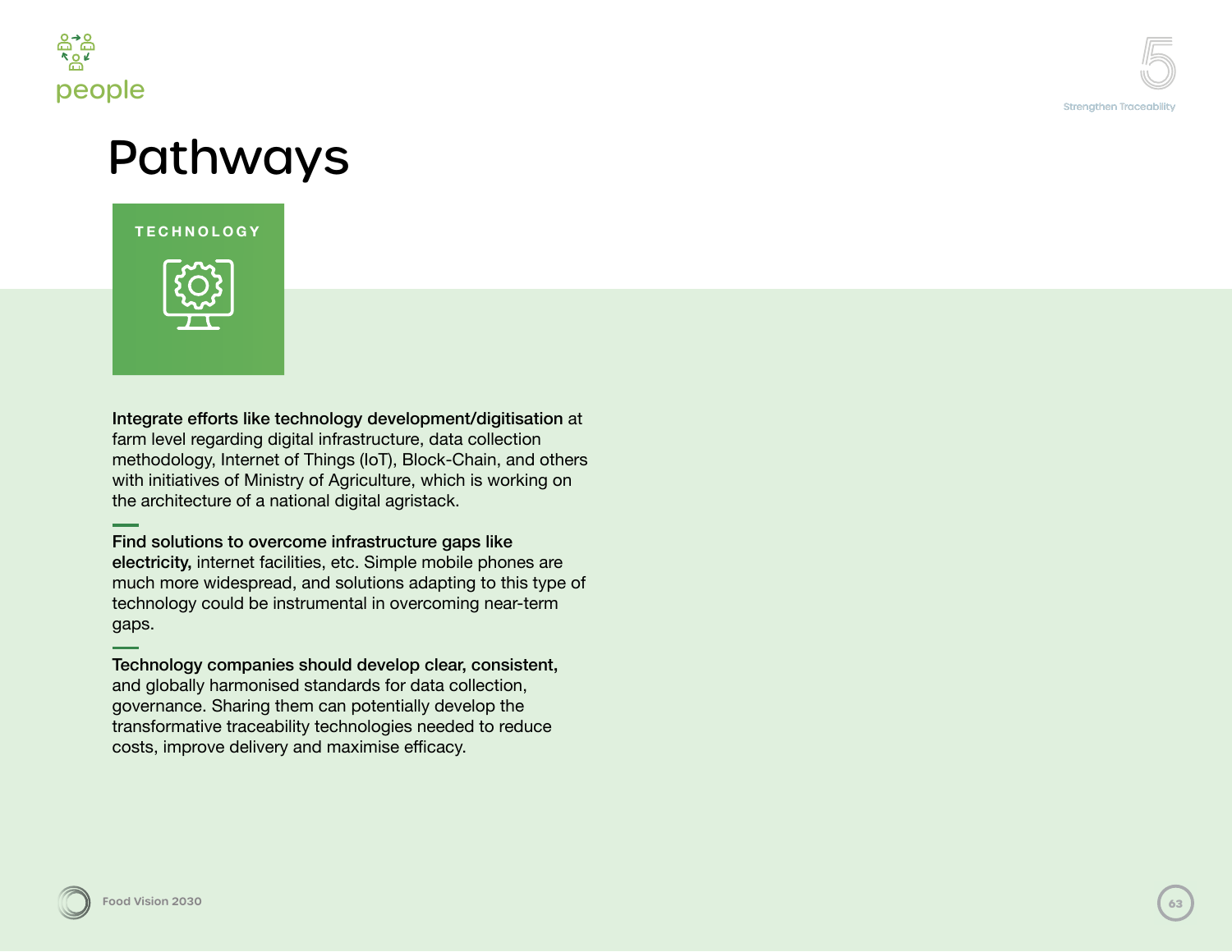# Pathways

## TECHNOLOGY

**Integrate efforts like technology development/digitisation** at farm level regarding digital infrastructure, data collection methodology, Internet of Things (IoT), Block-Chain, and others with initiatives of Ministry of Agriculture, which is working on the architecture of a national digital agristack.

**Find solutions to overcome infrastructure gaps like electricity,** internet facilities, etc. Simple mobile phones are much more widespread, and solutions adapting to this type of technology could be instrumental in overcoming near-term gaps.

**Technology companies should develop clear, consistent,** and globally harmonised standards for data collection, governance. Sharing them can potentially develop the transformative traceability technologies needed to reduce costs, improve delivery and maximise efficacy.